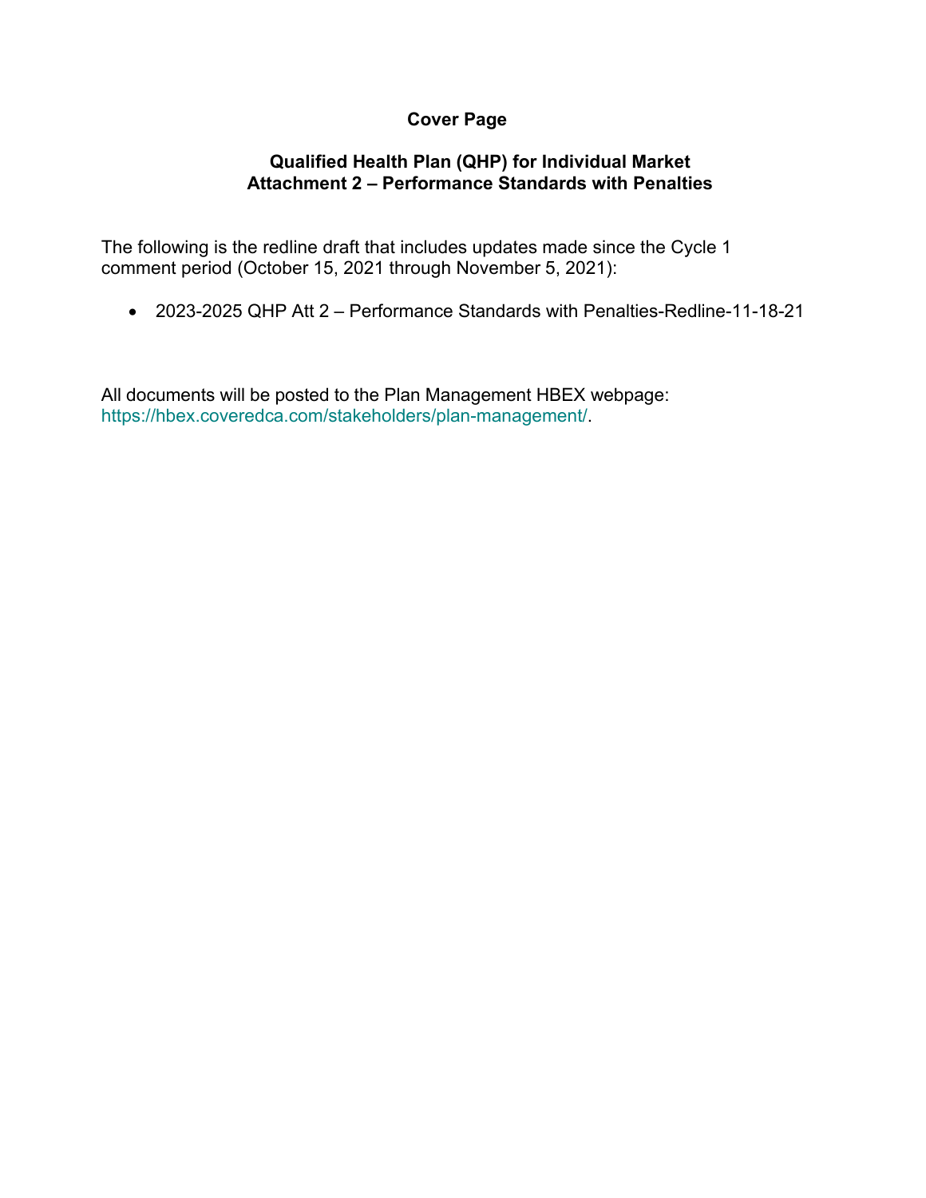# Cover Page

## Qualified Health Plan (QHP) for Individual Market
## Attachment 2 – Performance Standards with Penalties

The following is the redline draft that includes updates made since the Cycle 1 comment period (October 15, 2021 through November 5, 2021):

- 2023-2025 QHP Att 2 – Performance Standards with Penalties-Redline-11-18-21

All documents will be posted to the Plan Management HBEX webpage: https://hbex.coveredca.com/stakeholders/plan-management/.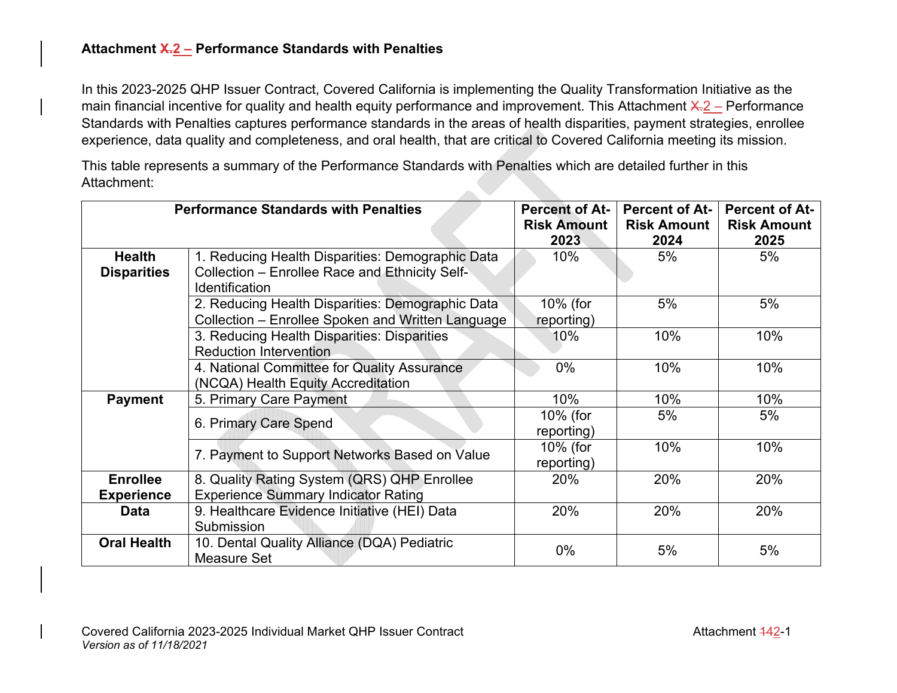### Attachment ~~X.~~2 – Performance Standards with Penalties

In this 2023-2025 QHP Issuer Contract, Covered California is implementing the Quality Transformation Initiative as the main financial incentive for quality and health equity performance and improvement. This Attachment ~~X.~~2 – Performance Standards with Penalties captures performance standards in the areas of health disparities, payment strategies, enrollee experience, data quality and completeness, and oral health, that are critical to Covered California meeting its mission.

This table represents a summary of the Performance Standards with Penalties which are detailed further in this Attachment:

| Performance Standards with Penalties | | Percent of At-Risk Amount 2023 | Percent of At-Risk Amount 2024 | Percent of At-Risk Amount 2025 |
|---|---|---|---|---|
| **Health Disparities** | 1. Reducing Health Disparities: Demographic Data Collection – Enrollee Race and Ethnicity Self-Identification | 10% | 5% | 5% |
| | 2. Reducing Health Disparities: Demographic Data Collection – Enrollee Spoken and Written Language | 10% (for reporting) | 5% | 5% |
| | 3. Reducing Health Disparities: Disparities Reduction Intervention | 10% | 10% | 10% |
| | 4. National Committee for Quality Assurance (NCQA) Health Equity Accreditation | 0% | 10% | 10% |
| **Payment** | 5. Primary Care Payment | 10% | 10% | 10% |
| | 6. Primary Care Spend | 10% (for reporting) | 5% | 5% |
| | 7. Payment to Support Networks Based on Value | 10% (for reporting) | 10% | 10% |
| **Enrollee Experience** | 8. Quality Rating System (QRS) QHP Enrollee Experience Summary Indicator Rating | 20% | 20% | 20% |
| **Data** | 9. Healthcare Evidence Initiative (HEI) Data Submission | 20% | 20% | 20% |
| **Oral Health** | 10. Dental Quality Alliance (DQA) Pediatric Measure Set | 0% | 5% | 5% |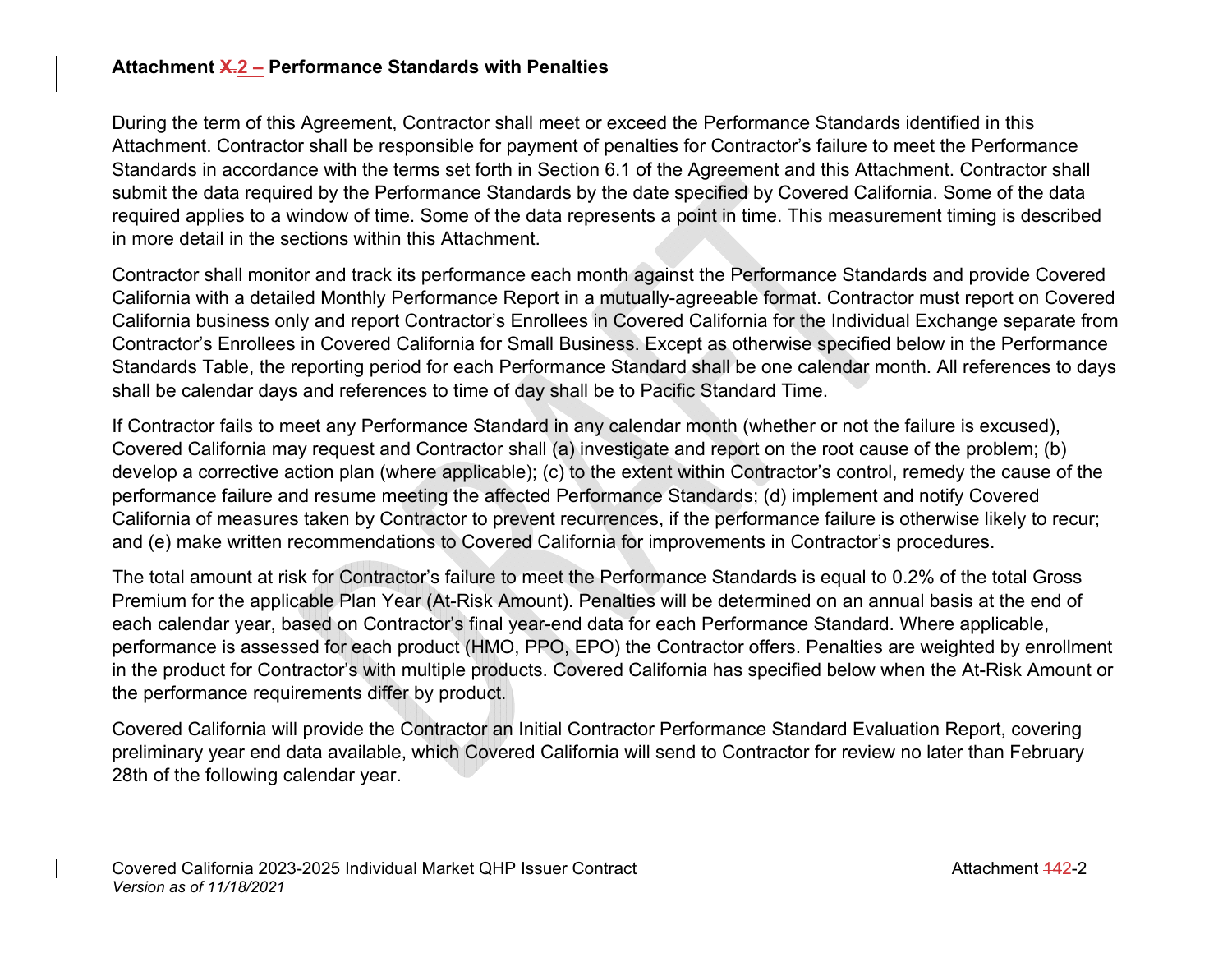**Attachment ~~X.~~2 – Performance Standards with Penalties**

During the term of this Agreement, Contractor shall meet or exceed the Performance Standards identified in this Attachment. Contractor shall be responsible for payment of penalties for Contractor's failure to meet the Performance Standards in accordance with the terms set forth in Section 6.1 of the Agreement and this Attachment. Contractor shall submit the data required by the Performance Standards by the date specified by Covered California. Some of the data required applies to a window of time. Some of the data represents a point in time. This measurement timing is described in more detail in the sections within this Attachment.

Contractor shall monitor and track its performance each month against the Performance Standards and provide Covered California with a detailed Monthly Performance Report in a mutually-agreeable format. Contractor must report on Covered California business only and report Contractor's Enrollees in Covered California for the Individual Exchange separate from Contractor's Enrollees in Covered California for Small Business. Except as otherwise specified below in the Performance Standards Table, the reporting period for each Performance Standard shall be one calendar month. All references to days shall be calendar days and references to time of day shall be to Pacific Standard Time.

If Contractor fails to meet any Performance Standard in any calendar month (whether or not the failure is excused), Covered California may request and Contractor shall (a) investigate and report on the root cause of the problem; (b) develop a corrective action plan (where applicable); (c) to the extent within Contractor's control, remedy the cause of the performance failure and resume meeting the affected Performance Standards; (d) implement and notify Covered California of measures taken by Contractor to prevent recurrences, if the performance failure is otherwise likely to recur; and (e) make written recommendations to Covered California for improvements in Contractor's procedures.

The total amount at risk for Contractor's failure to meet the Performance Standards is equal to 0.2% of the total Gross Premium for the applicable Plan Year (At-Risk Amount). Penalties will be determined on an annual basis at the end of each calendar year, based on Contractor's final year-end data for each Performance Standard. Where applicable, performance is assessed for each product (HMO, PPO, EPO) the Contractor offers. Penalties are weighted by enrollment in the product for Contractor's with multiple products. Covered California has specified below when the At-Risk Amount or the performance requirements differ by product.

Covered California will provide the Contractor an Initial Contractor Performance Standard Evaluation Report, covering preliminary year end data available, which Covered California will send to Contractor for review no later than February 28th of the following calendar year.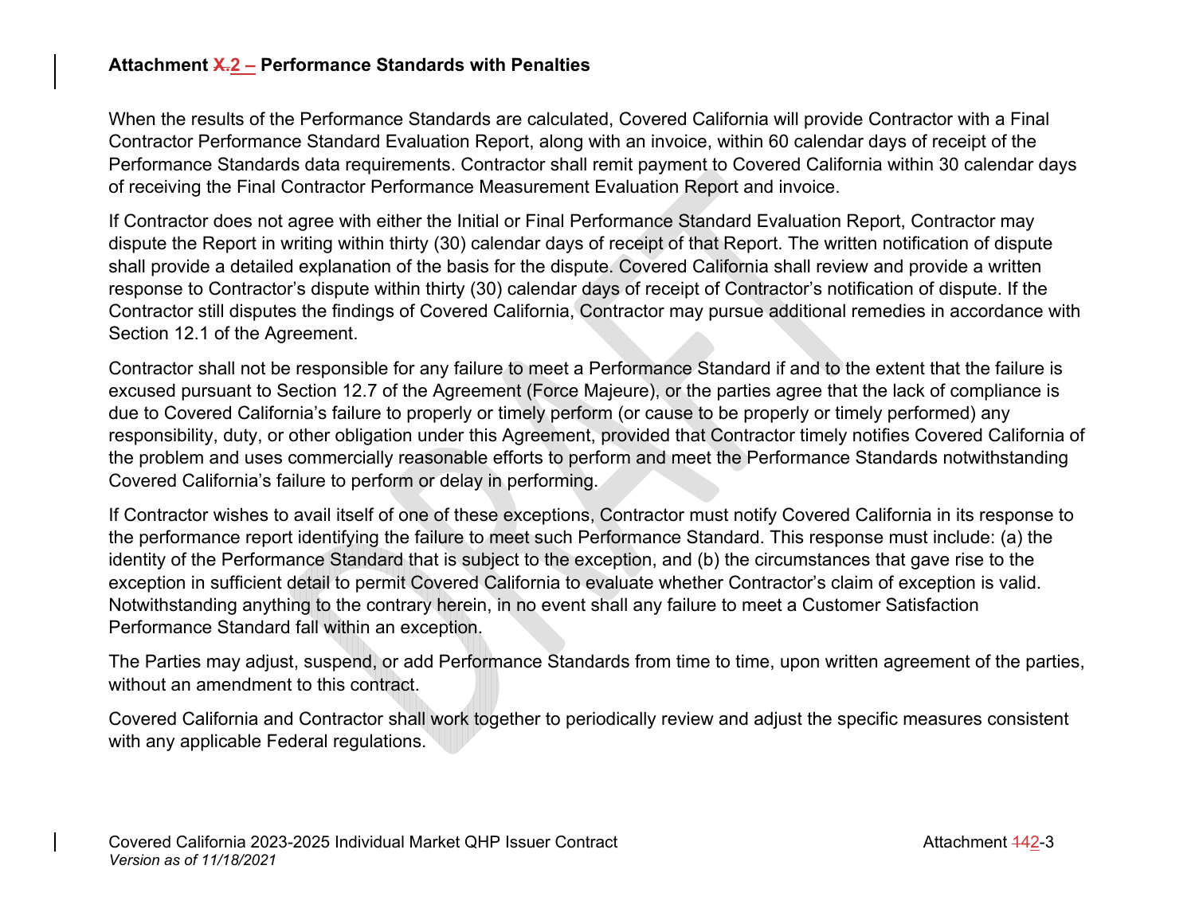**Attachment 2 – Performance Standards with Penalties**

When the results of the Performance Standards are calculated, Covered California will provide Contractor with a Final Contractor Performance Standard Evaluation Report, along with an invoice, within 60 calendar days of receipt of the Performance Standards data requirements. Contractor shall remit payment to Covered California within 30 calendar days of receiving the Final Contractor Performance Measurement Evaluation Report and invoice.

If Contractor does not agree with either the Initial or Final Performance Standard Evaluation Report, Contractor may dispute the Report in writing within thirty (30) calendar days of receipt of that Report. The written notification of dispute shall provide a detailed explanation of the basis for the dispute. Covered California shall review and provide a written response to Contractor's dispute within thirty (30) calendar days of receipt of Contractor's notification of dispute. If the Contractor still disputes the findings of Covered California, Contractor may pursue additional remedies in accordance with Section 12.1 of the Agreement.

Contractor shall not be responsible for any failure to meet a Performance Standard if and to the extent that the failure is excused pursuant to Section 12.7 of the Agreement (Force Majeure), or the parties agree that the lack of compliance is due to Covered California's failure to properly or timely perform (or cause to be properly or timely performed) any responsibility, duty, or other obligation under this Agreement, provided that Contractor timely notifies Covered California of the problem and uses commercially reasonable efforts to perform and meet the Performance Standards notwithstanding Covered California's failure to perform or delay in performing.

If Contractor wishes to avail itself of one of these exceptions, Contractor must notify Covered California in its response to the performance report identifying the failure to meet such Performance Standard. This response must include: (a) the identity of the Performance Standard that is subject to the exception, and (b) the circumstances that gave rise to the exception in sufficient detail to permit Covered California to evaluate whether Contractor's claim of exception is valid. Notwithstanding anything to the contrary herein, in no event shall any failure to meet a Customer Satisfaction Performance Standard fall within an exception.

The Parties may adjust, suspend, or add Performance Standards from time to time, upon written agreement of the parties, without an amendment to this contract.

Covered California and Contractor shall work together to periodically review and adjust the specific measures consistent with any applicable Federal regulations.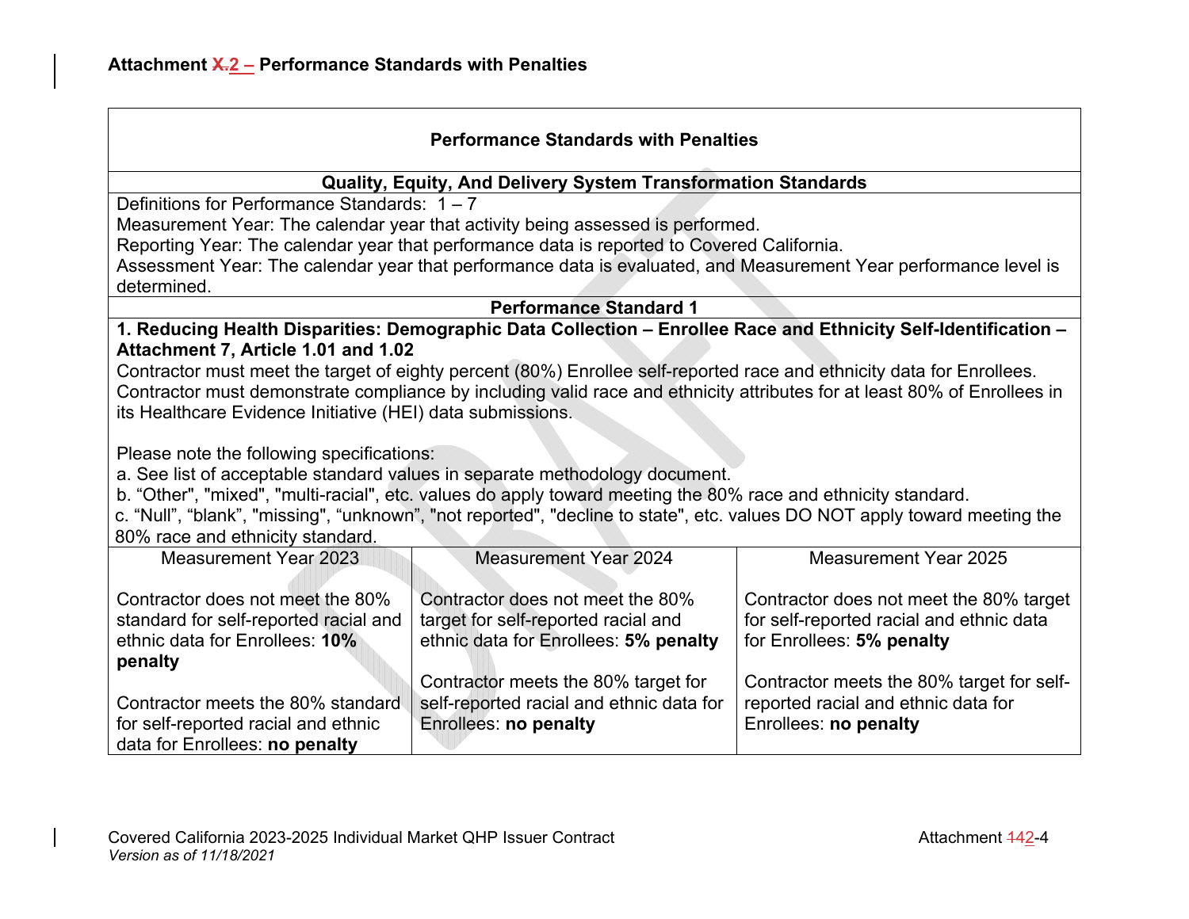**Attachment X.2 – Performance Standards with Penalties**

| Performance Standards with Penalties | | |
|---|---|---|
| **Quality, Equity, And Delivery System Transformation Standards** | | |
| Definitions for Performance Standards: 1 – 7<br>Measurement Year: The calendar year that activity being assessed is performed.<br>Reporting Year: The calendar year that performance data is reported to Covered California.<br>Assessment Year: The calendar year that performance data is evaluated, and Measurement Year performance level is determined. | | |
| **Performance Standard 1** | | |
| **1. Reducing Health Disparities: Demographic Data Collection – Enrollee Race and Ethnicity Self-Identification – Attachment 7, Article 1.01 and 1.02**<br>Contractor must meet the target of eighty percent (80%) Enrollee self-reported race and ethnicity data for Enrollees. Contractor must demonstrate compliance by including valid race and ethnicity attributes for at least 80% of Enrollees in its Healthcare Evidence Initiative (HEI) data submissions.<br><br>Please note the following specifications:<br>a. See list of acceptable standard values in separate methodology document.<br>b. "Other", "mixed", "multi-racial", etc. values do apply toward meeting the 80% race and ethnicity standard.<br>c. "Null", "blank", "missing", "unknown", "not reported", "decline to state", etc. values DO NOT apply toward meeting the 80% race and ethnicity standard. | | |
| Measurement Year 2023 | Measurement Year 2024 | Measurement Year 2025 |
| Contractor does not meet the 80% standard for self-reported racial and ethnic data for Enrollees: **10% penalty**<br><br>Contractor meets the 80% standard for self-reported racial and ethnic data for Enrollees: **no penalty** | Contractor does not meet the 80% target for self-reported racial and ethnic data for Enrollees: **5% penalty**<br><br>Contractor meets the 80% target for self-reported racial and ethnic data for Enrollees: **no penalty** | Contractor does not meet the 80% target for self-reported racial and ethnic data for Enrollees: **5% penalty**<br><br>Contractor meets the 80% target for self-reported racial and ethnic data for Enrollees: **no penalty** |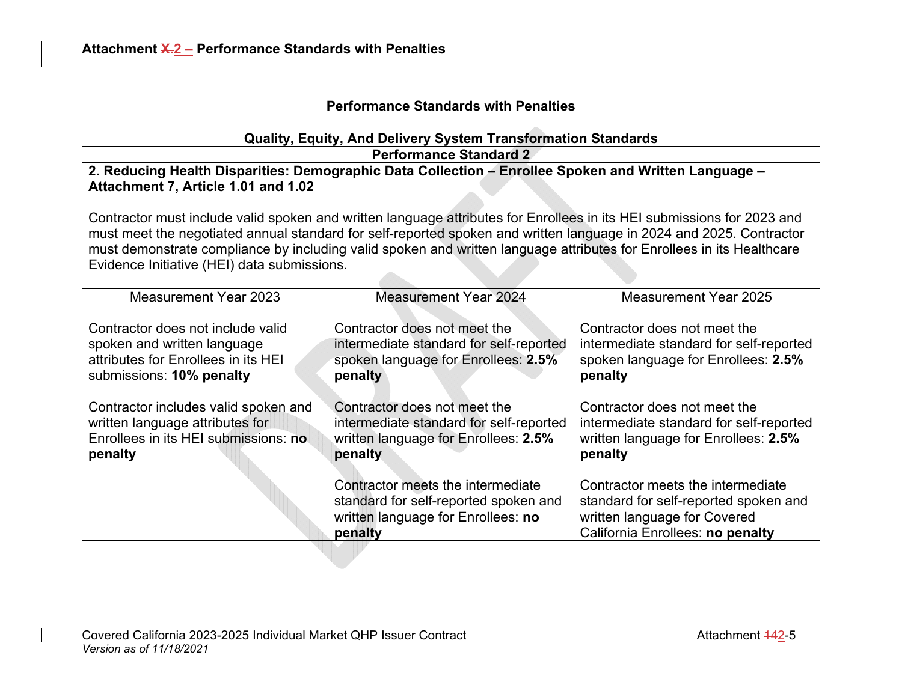**Attachment ~~X.~~2 – Performance Standards with Penalties**

| Performance Standards with Penalties | | |
|---|---|---|
| **Quality, Equity, And Delivery System Transformation Standards** | | |
| **Performance Standard 2** | | |
| **2. Reducing Health Disparities: Demographic Data Collection – Enrollee Spoken and Written Language – Attachment 7, Article 1.01 and 1.02**<br><br>Contractor must include valid spoken and written language attributes for Enrollees in its HEI submissions for 2023 and must meet the negotiated annual standard for self-reported spoken and written language in 2024 and 2025. Contractor must demonstrate compliance by including valid spoken and written language attributes for Enrollees in its Healthcare Evidence Initiative (HEI) data submissions. | | |
| Measurement Year 2023 | Measurement Year 2024 | Measurement Year 2025 |
| Contractor does not include valid spoken and written language attributes for Enrollees in its HEI submissions: **10% penalty**<br><br>Contractor includes valid spoken and written language attributes for Enrollees in its HEI submissions: **no penalty** | Contractor does not meet the intermediate standard for self-reported spoken language for Enrollees: **2.5% penalty**<br><br>Contractor does not meet the intermediate standard for self-reported written language for Enrollees: **2.5% penalty**<br><br>Contractor meets the intermediate standard for self-reported spoken and written language for Enrollees: **no penalty** | Contractor does not meet the intermediate standard for self-reported spoken language for Enrollees: **2.5% penalty**<br><br>Contractor does not meet the intermediate standard for self-reported written language for Enrollees: **2.5% penalty**<br><br>Contractor meets the intermediate standard for self-reported spoken and written language for Covered California Enrollees: **no penalty** |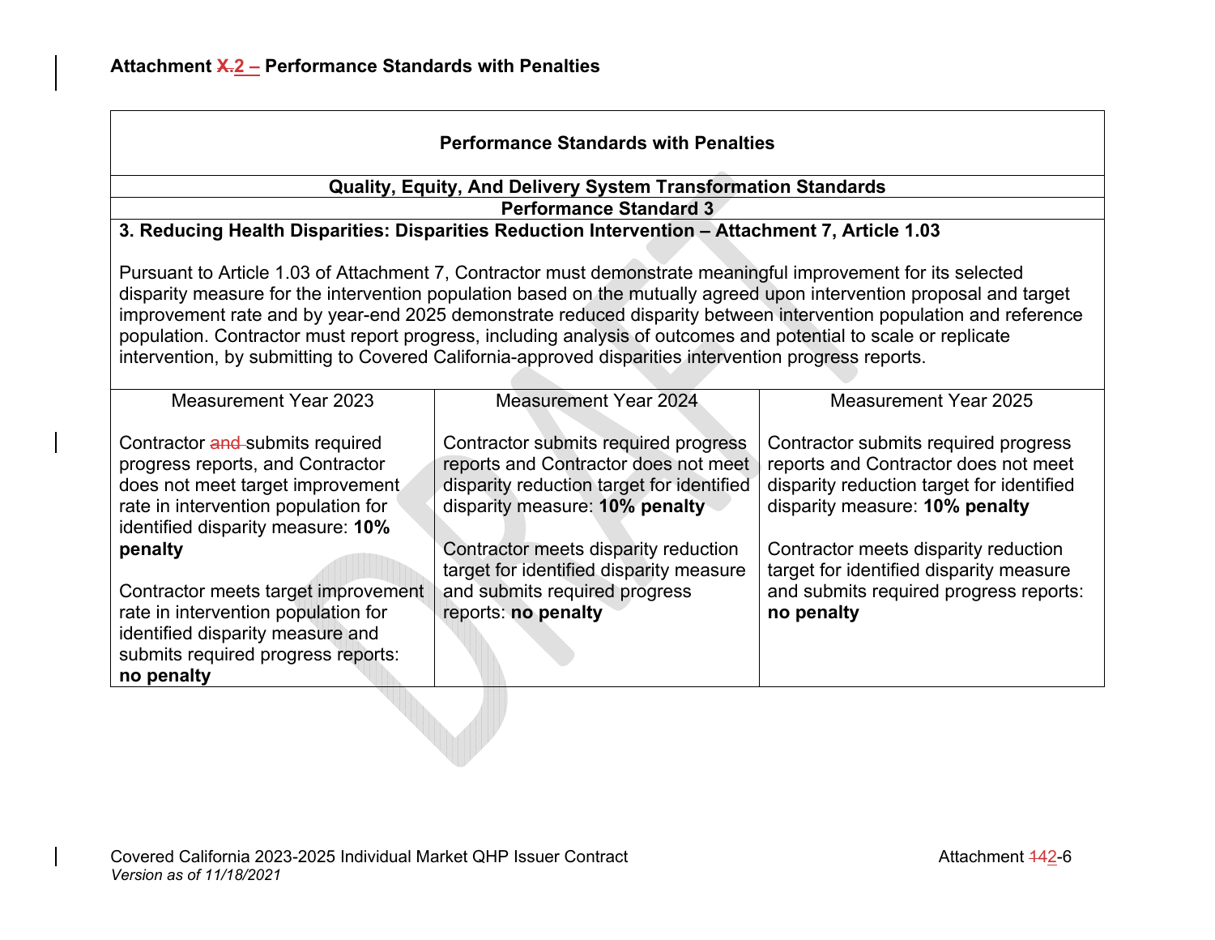## Attachment ~~X.~~2 – Performance Standards with Penalties

| Performance Standards with Penalties | | |
|---|---|---|
| **Quality, Equity, And Delivery System Transformation Standards** | | |
| **Performance Standard 3** | | |
| **3. Reducing Health Disparities: Disparities Reduction Intervention – Attachment 7, Article 1.03**<br><br>Pursuant to Article 1.03 of Attachment 7, Contractor must demonstrate meaningful improvement for its selected disparity measure for the intervention population based on the mutually agreed upon intervention proposal and target improvement rate and by year-end 2025 demonstrate reduced disparity between intervention population and reference population. Contractor must report progress, including analysis of outcomes and potential to scale or replicate intervention, by submitting to Covered California-approved disparities intervention progress reports. | | |
| Measurement Year 2023 | Measurement Year 2024 | Measurement Year 2025 |
| Contractor ~~and~~ submits required progress reports, and Contractor does not meet target improvement rate in intervention population for identified disparity measure: **10% penalty**<br><br>Contractor meets target improvement rate in intervention population for identified disparity measure and submits required progress reports: **no penalty** | Contractor submits required progress reports and Contractor does not meet disparity reduction target for identified disparity measure: **10% penalty**<br><br>Contractor meets disparity reduction target for identified disparity measure and submits required progress reports: **no penalty** | Contractor submits required progress reports and Contractor does not meet disparity reduction target for identified disparity measure: **10% penalty**<br><br>Contractor meets disparity reduction target for identified disparity measure and submits required progress reports: **no penalty** |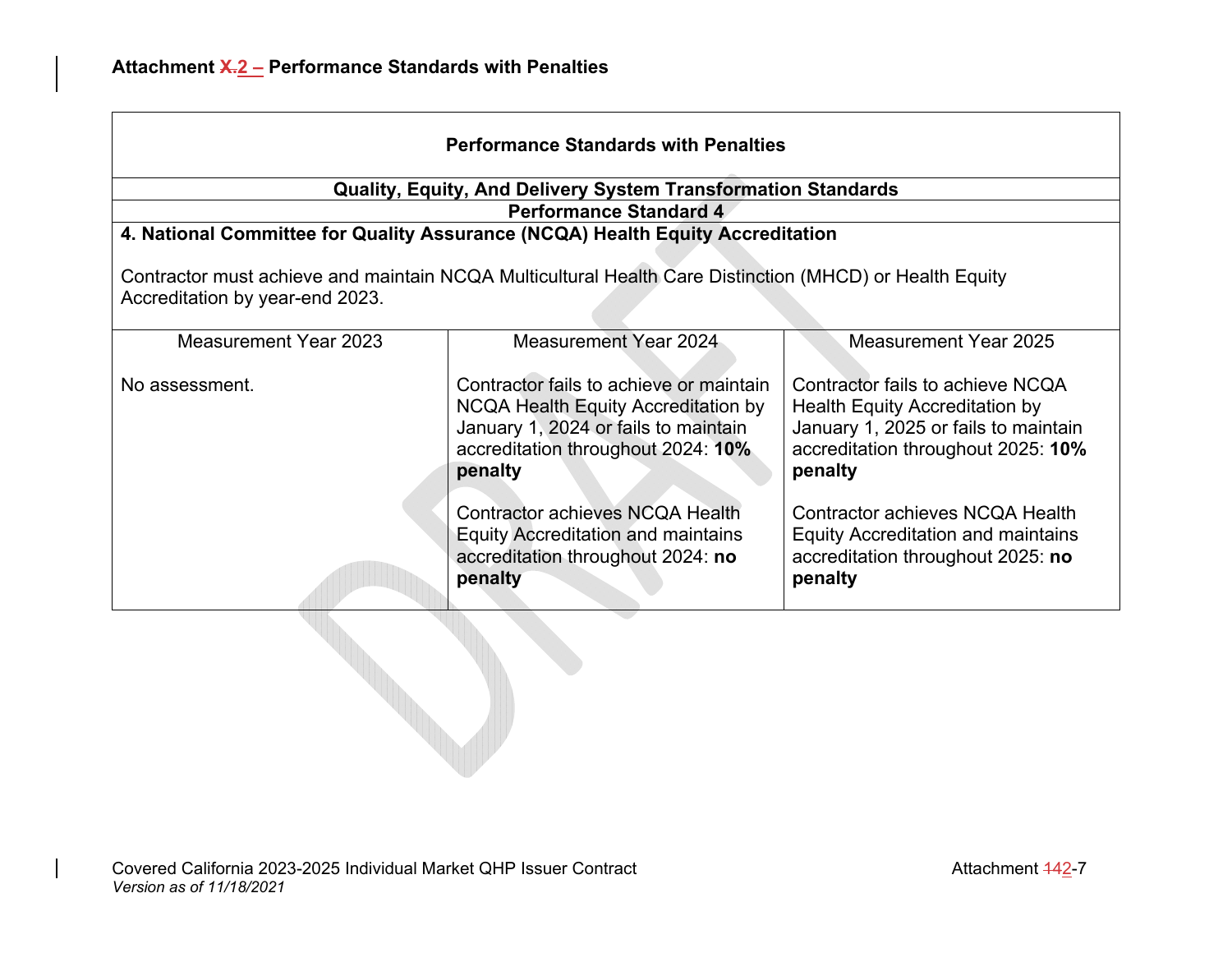## Attachment ~~X.~~2 – Performance Standards with Penalties

| Performance Standards with Penalties | | |
|---|---|---|
| **Quality, Equity, And Delivery System Transformation Standards** | | |
| **Performance Standard 4** | | |
| **4. National Committee for Quality Assurance (NCQA) Health Equity Accreditation**<br><br>Contractor must achieve and maintain NCQA Multicultural Health Care Distinction (MHCD) or Health Equity Accreditation by year-end 2023. | | |
| Measurement Year 2023 | Measurement Year 2024 | Measurement Year 2025 |
| No assessment. | Contractor fails to achieve or maintain NCQA Health Equity Accreditation by January 1, 2024 or fails to maintain accreditation throughout 2024: **10% penalty**<br><br>Contractor achieves NCQA Health Equity Accreditation and maintains accreditation throughout 2024: **no penalty** | Contractor fails to achieve NCQA Health Equity Accreditation by January 1, 2025 or fails to maintain accreditation throughout 2025: **10% penalty**<br><br>Contractor achieves NCQA Health Equity Accreditation and maintains accreditation throughout 2025: **no penalty** |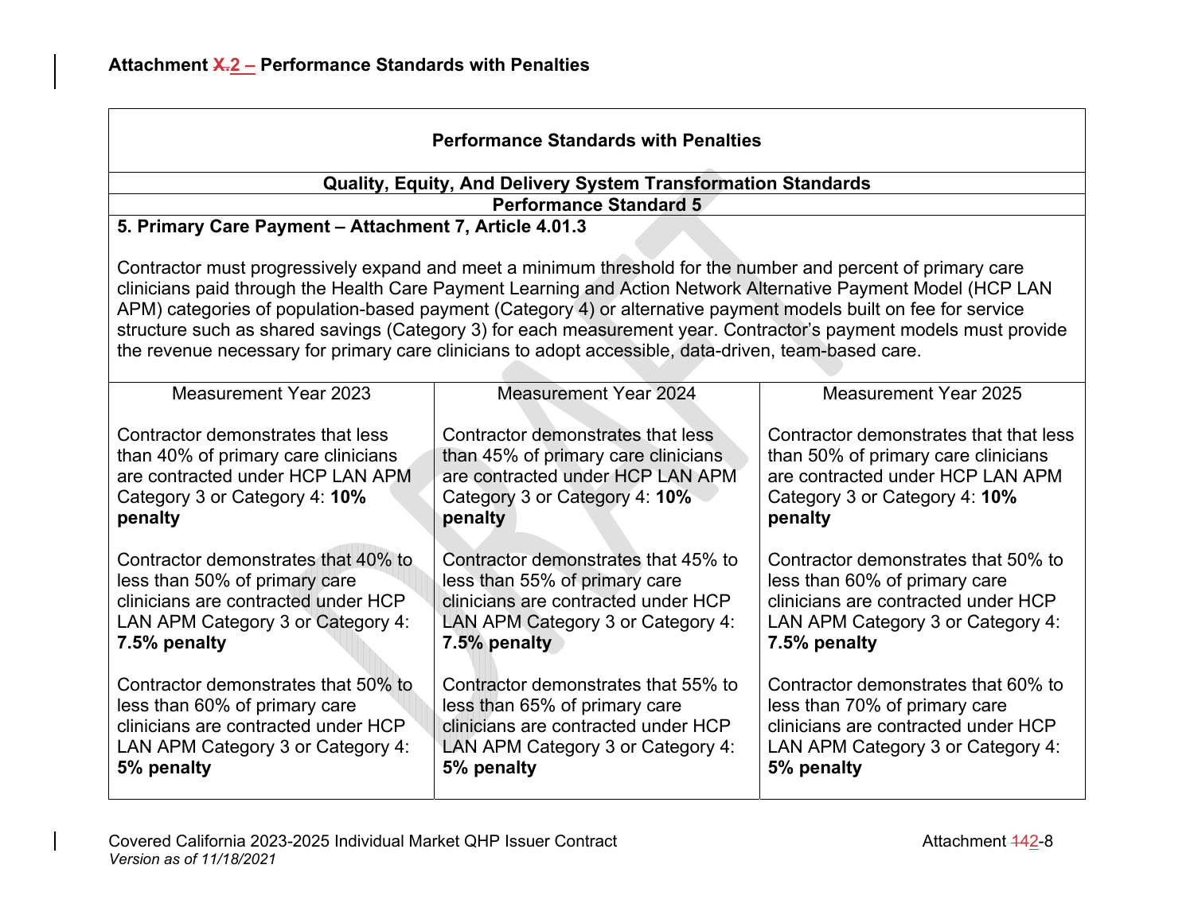**Attachment 2 – Performance Standards with Penalties**

| Performance Standards with Penalties | | |
|---|---|---|
| **Quality, Equity, And Delivery System Transformation Standards** | | |
| **Performance Standard 5** | | |
| **5. Primary Care Payment – Attachment 7, Article 4.01.3**<br><br>Contractor must progressively expand and meet a minimum threshold for the number and percent of primary care clinicians paid through the Health Care Payment Learning and Action Network Alternative Payment Model (HCP LAN APM) categories of population-based payment (Category 4) or alternative payment models built on fee for service structure such as shared savings (Category 3) for each measurement year. Contractor's payment models must provide the revenue necessary for primary care clinicians to adopt accessible, data-driven, team-based care. | | |
| Measurement Year 2023 | Measurement Year 2024 | Measurement Year 2025 |
| Contractor demonstrates that less than 40% of primary care clinicians are contracted under HCP LAN APM Category 3 or Category 4: **10% penalty**<br><br>Contractor demonstrates that 40% to less than 50% of primary care clinicians are contracted under HCP LAN APM Category 3 or Category 4: **7.5% penalty**<br><br>Contractor demonstrates that 50% to less than 60% of primary care clinicians are contracted under HCP LAN APM Category 3 or Category 4: **5% penalty** | Contractor demonstrates that less than 45% of primary care clinicians are contracted under HCP LAN APM Category 3 or Category 4: **10% penalty**<br><br>Contractor demonstrates that 45% to less than 55% of primary care clinicians are contracted under HCP LAN APM Category 3 or Category 4: **7.5% penalty**<br><br>Contractor demonstrates that 55% to less than 65% of primary care clinicians are contracted under HCP LAN APM Category 3 or Category 4: **5% penalty** | Contractor demonstrates that that less than 50% of primary care clinicians are contracted under HCP LAN APM Category 3 or Category 4: **10% penalty**<br><br>Contractor demonstrates that 50% to less than 60% of primary care clinicians are contracted under HCP LAN APM Category 3 or Category 4: **7.5% penalty**<br><br>Contractor demonstrates that 60% to less than 70% of primary care clinicians are contracted under HCP LAN APM Category 3 or Category 4: **5% penalty** |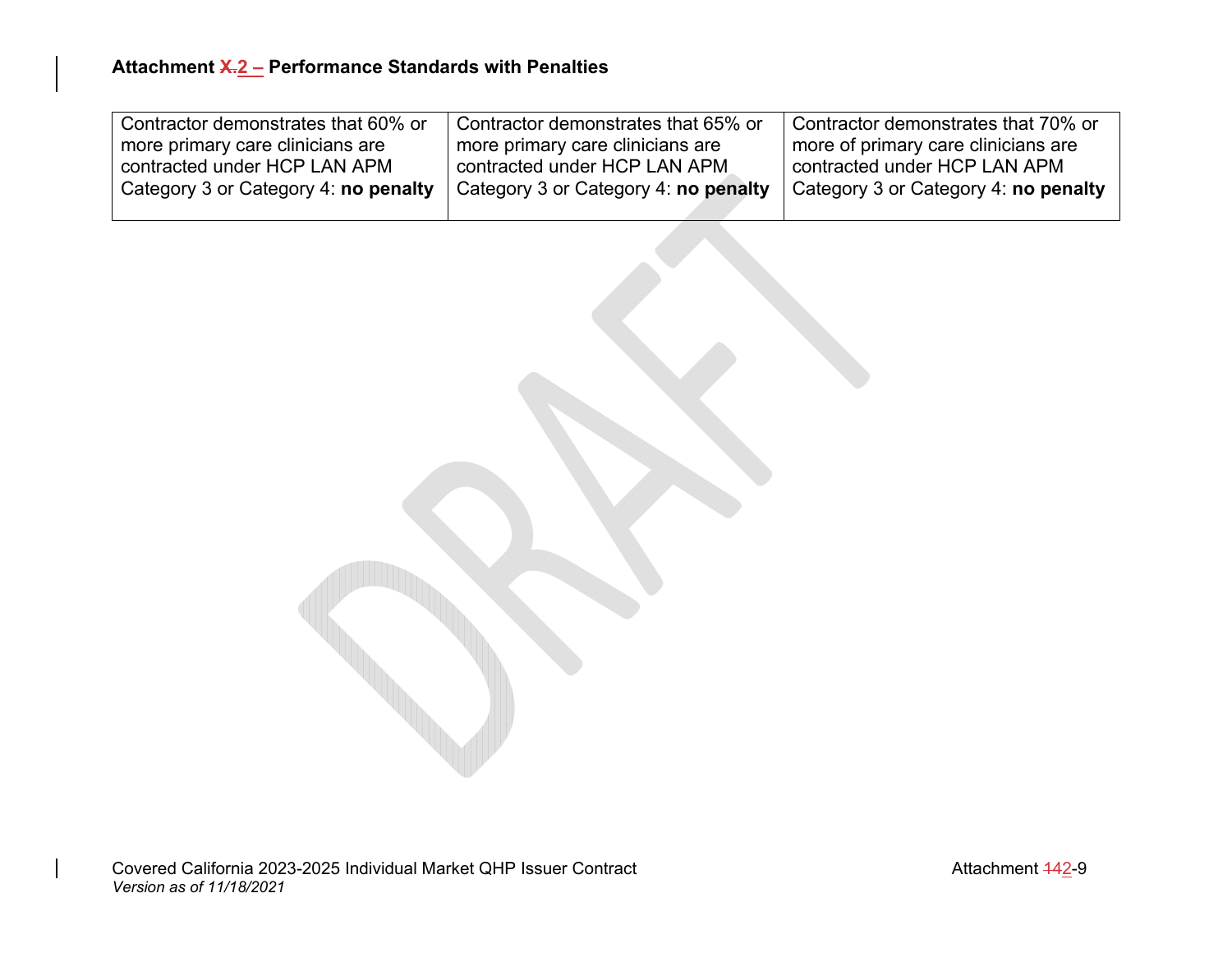### Attachment ~~X.~~2 – Performance Standards with Penalties

| | | |
|---|---|---|
| Contractor demonstrates that 60% or more primary care clinicians are contracted under HCP LAN APM Category 3 or Category 4: **no penalty** | Contractor demonstrates that 65% or more primary care clinicians are contracted under HCP LAN APM Category 3 or Category 4: **no penalty** | Contractor demonstrates that 70% or more of primary care clinicians are contracted under HCP LAN APM Category 3 or Category 4: **no penalty** |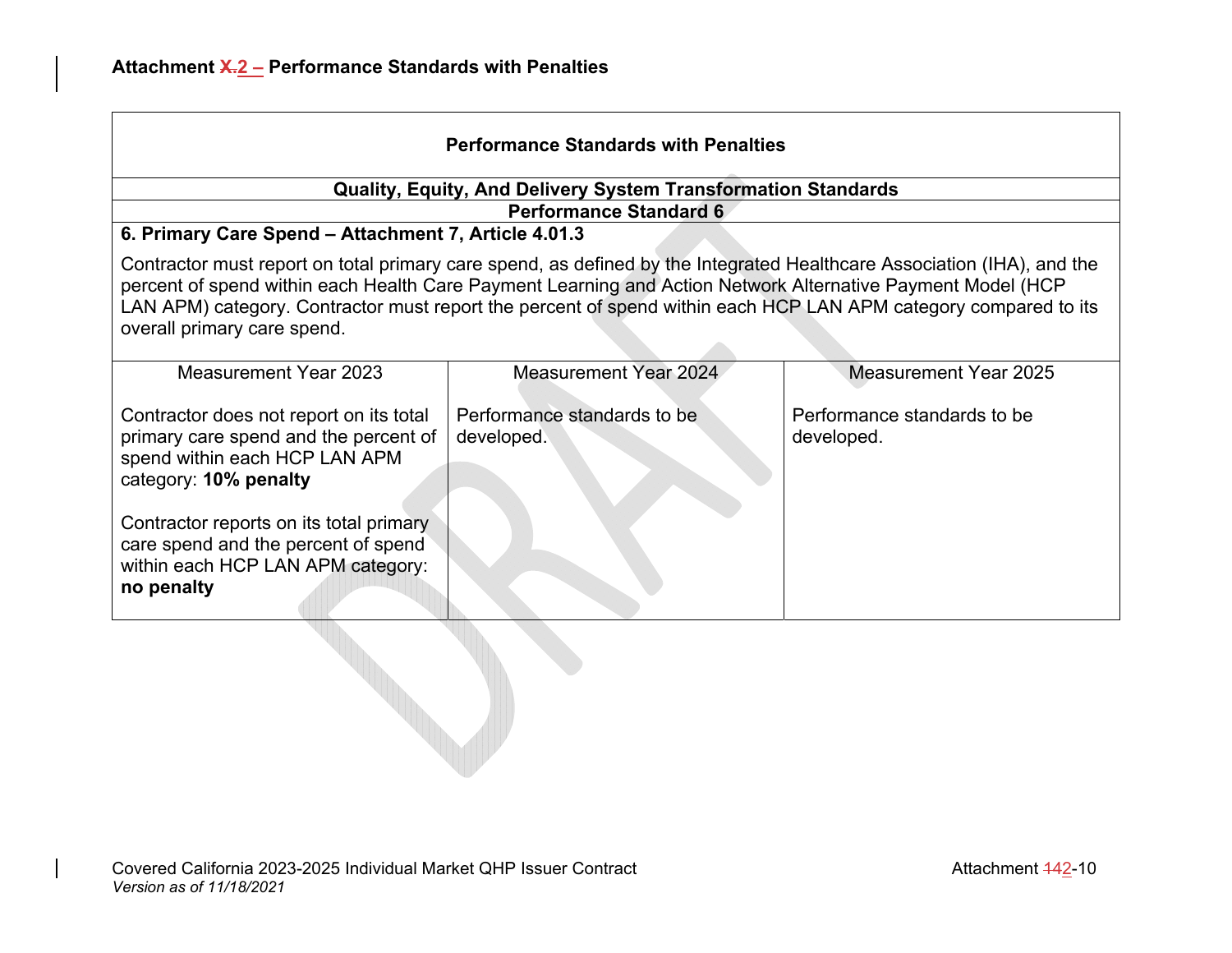# Attachment X.2 – Performance Standards with Penalties

| Performance Standards with Penalties | | |
|---|---|---|
| **Quality, Equity, And Delivery System Transformation Standards** | | |
| **Performance Standard 6** | | |
| **6. Primary Care Spend – Attachment 7, Article 4.01.3**<br><br>Contractor must report on total primary care spend, as defined by the Integrated Healthcare Association (IHA), and the percent of spend within each Health Care Payment Learning and Action Network Alternative Payment Model (HCP LAN APM) category. Contractor must report the percent of spend within each HCP LAN APM category compared to its overall primary care spend. | | |
| Measurement Year 2023 | Measurement Year 2024 | Measurement Year 2025 |
| Contractor does not report on its total primary care spend and the percent of spend within each HCP LAN APM category: **10% penalty**<br><br>Contractor reports on its total primary care spend and the percent of spend within each HCP LAN APM category: **no penalty** | Performance standards to be developed. | Performance standards to be developed. |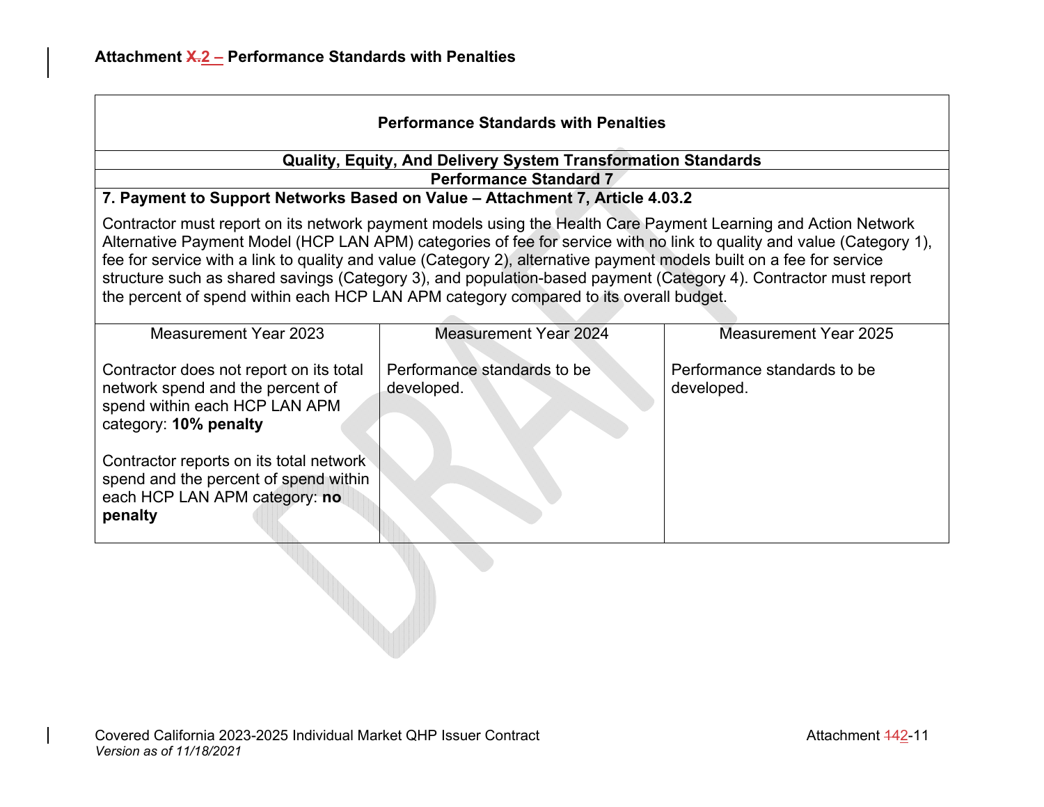## Attachment X.2 – Performance Standards with Penalties

| Performance Standards with Penalties | | |
|---|---|---|
| **Quality, Equity, And Delivery System Transformation Standards** | | |
| **Performance Standard 7** | | |
| **7. Payment to Support Networks Based on Value – Attachment 7, Article 4.03.2**<br><br>Contractor must report on its network payment models using the Health Care Payment Learning and Action Network Alternative Payment Model (HCP LAN APM) categories of fee for service with no link to quality and value (Category 1), fee for service with a link to quality and value (Category 2), alternative payment models built on a fee for service structure such as shared savings (Category 3), and population-based payment (Category 4). Contractor must report the percent of spend within each HCP LAN APM category compared to its overall budget. | | |
| Measurement Year 2023 | Measurement Year 2024 | Measurement Year 2025 |
| Contractor does not report on its total network spend and the percent of spend within each HCP LAN APM category: **10% penalty**<br><br>Contractor reports on its total network spend and the percent of spend within each HCP LAN APM category: **no penalty** | Performance standards to be developed. | Performance standards to be developed. |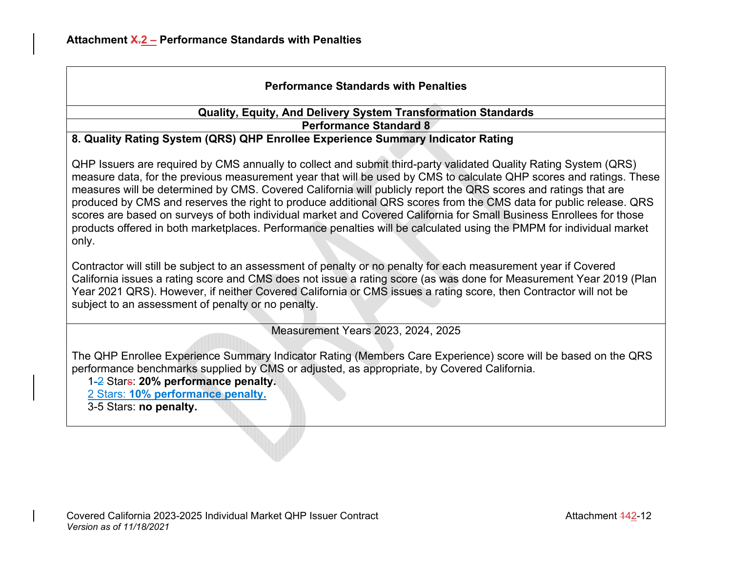**Attachment X.2 – Performance Standards with Penalties**

| Performance Standards with Penalties |
|---|
| **Quality, Equity, And Delivery System Transformation Standards** |
| **Performance Standard 8** |
| **8. Quality Rating System (QRS) QHP Enrollee Experience Summary Indicator Rating**<br><br>QHP Issuers are required by CMS annually to collect and submit third-party validated Quality Rating System (QRS) measure data, for the previous measurement year that will be used by CMS to calculate QHP scores and ratings. These measures will be determined by CMS. Covered California will publicly report the QRS scores and ratings that are produced by CMS and reserves the right to produce additional QRS scores from the CMS data for public release. QRS scores are based on surveys of both individual market and Covered California for Small Business Enrollees for those products offered in both marketplaces. Performance penalties will be calculated using the PMPM for individual market only.<br><br>Contractor will still be subject to an assessment of penalty or no penalty for each measurement year if Covered California issues a rating score and CMS does not issue a rating score (as was done for Measurement Year 2019 (Plan Year 2021 QRS). However, if neither Covered California or CMS issues a rating score, then Contractor will not be subject to an assessment of penalty or no penalty. |
| Measurement Years 2023, 2024, 2025<br><br>The QHP Enrollee Experience Summary Indicator Rating (Members Care Experience) score will be based on the QRS performance benchmarks supplied by CMS or adjusted, as appropriate, by Covered California.<br>1-2 Stars: **20% performance penalty.**<br>2 Stars: **10% performance penalty.**<br>3-5 Stars: **no penalty.** |

Covered California 2023-2025 Individual Market QHP Issuer Contract

*Version as of 11/18/2021*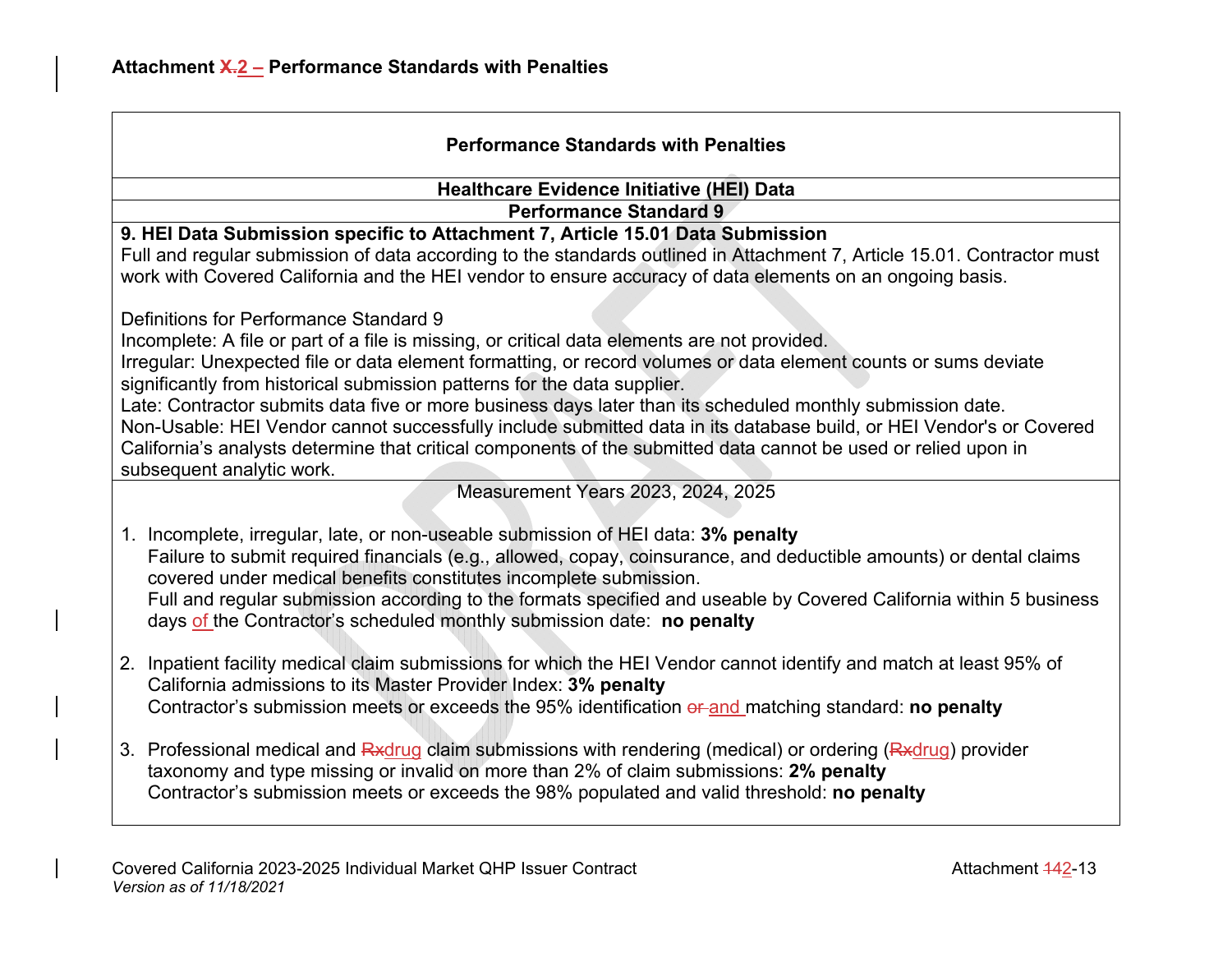**Attachment ~~X.~~2 – Performance Standards with Penalties**

**Performance Standards with Penalties**

**Healthcare Evidence Initiative (HEI) Data**

**Performance Standard 9**

**9. HEI Data Submission specific to Attachment 7, Article 15.01 Data Submission**

Full and regular submission of data according to the standards outlined in Attachment 7, Article 15.01. Contractor must work with Covered California and the HEI vendor to ensure accuracy of data elements on an ongoing basis.

Definitions for Performance Standard 9

Incomplete: A file or part of a file is missing, or critical data elements are not provided.

Irregular: Unexpected file or data element formatting, or record volumes or data element counts or sums deviate significantly from historical submission patterns for the data supplier.

Late: Contractor submits data five or more business days later than its scheduled monthly submission date.

Non-Usable: HEI Vendor cannot successfully include submitted data in its database build, or HEI Vendor's or Covered California's analysts determine that critical components of the submitted data cannot be used or relied upon in subsequent analytic work.

Measurement Years 2023, 2024, 2025

1. Incomplete, irregular, late, or non-useable submission of HEI data: **3% penalty**
   Failure to submit required financials (e.g., allowed, copay, coinsurance, and deductible amounts) or dental claims covered under medical benefits constitutes incomplete submission.
   Full and regular submission according to the formats specified and useable by Covered California within 5 business days of the Contractor's scheduled monthly submission date: **no penalty**

2. Inpatient facility medical claim submissions for which the HEI Vendor cannot identify and match at least 95% of California admissions to its Master Provider Index: **3% penalty**
   Contractor's submission meets or exceeds the 95% identification ~~or~~ and matching standard: **no penalty**

3. Professional medical and ~~Rx~~drug claim submissions with rendering (medical) or ordering (~~Rx~~drug) provider taxonomy and type missing or invalid on more than 2% of claim submissions: **2% penalty**
   Contractor's submission meets or exceeds the 98% populated and valid threshold: **no penalty**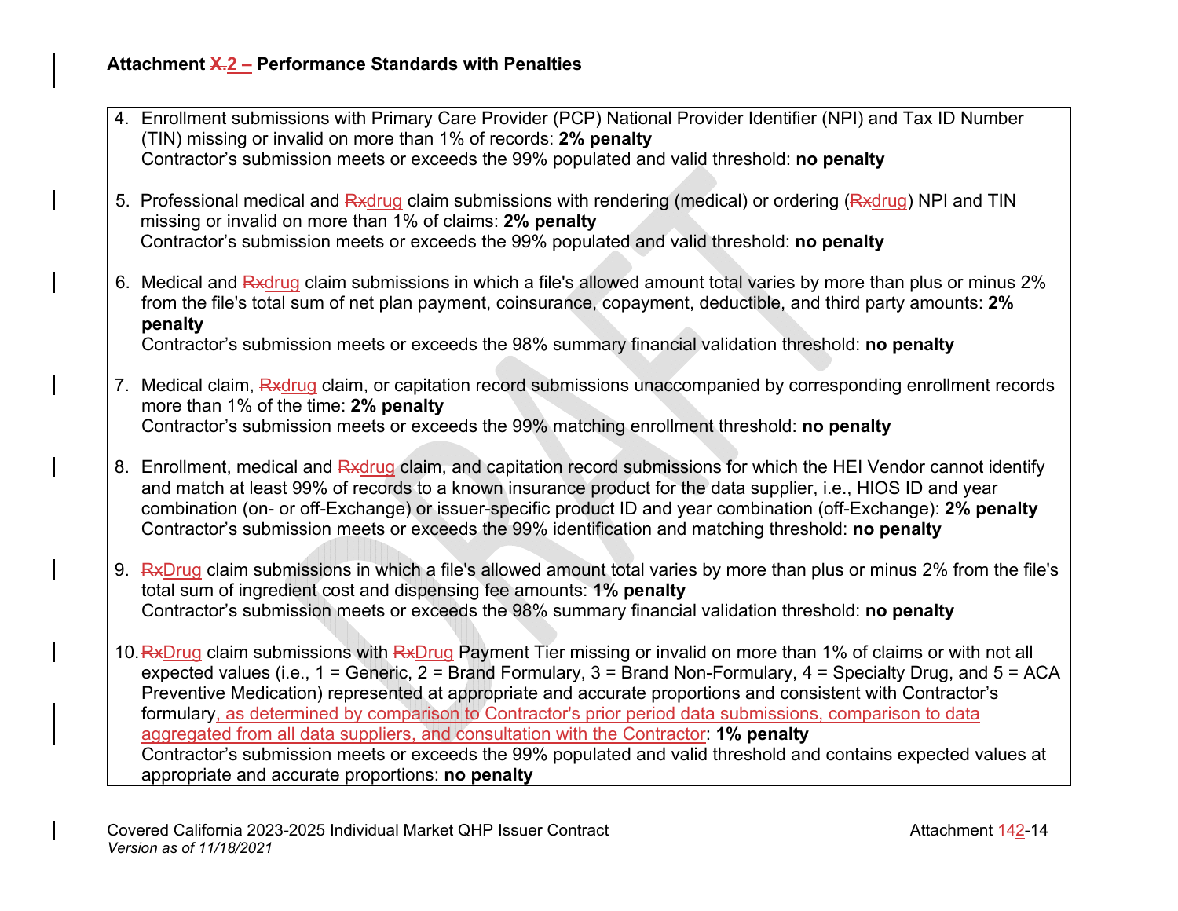**Attachment ~~X.~~2 – Performance Standards with Penalties**

4. Enrollment submissions with Primary Care Provider (PCP) National Provider Identifier (NPI) and Tax ID Number (TIN) missing or invalid on more than 1% of records: **2% penalty**
   Contractor's submission meets or exceeds the 99% populated and valid threshold: **no penalty**

5. Professional medical and ~~Rx~~drug claim submissions with rendering (medical) or ordering (~~Rx~~drug) NPI and TIN missing or invalid on more than 1% of claims: **2% penalty**
   Contractor's submission meets or exceeds the 99% populated and valid threshold: **no penalty**

6. Medical and ~~Rx~~drug claim submissions in which a file's allowed amount total varies by more than plus or minus 2% from the file's total sum of net plan payment, coinsurance, copayment, deductible, and third party amounts: **2% penalty**
   Contractor's submission meets or exceeds the 98% summary financial validation threshold: **no penalty**

7. Medical claim, ~~Rx~~drug claim, or capitation record submissions unaccompanied by corresponding enrollment records more than 1% of the time: **2% penalty**
   Contractor's submission meets or exceeds the 99% matching enrollment threshold: **no penalty**

8. Enrollment, medical and ~~Rx~~drug claim, and capitation record submissions for which the HEI Vendor cannot identify and match at least 99% of records to a known insurance product for the data supplier, i.e., HIOS ID and year combination (on- or off-Exchange) or issuer-specific product ID and year combination (off-Exchange): **2% penalty**
   Contractor's submission meets or exceeds the 99% identification and matching threshold: **no penalty**

9. ~~Rx~~Drug claim submissions in which a file's allowed amount total varies by more than plus or minus 2% from the file's total sum of ingredient cost and dispensing fee amounts: **1% penalty**
   Contractor's submission meets or exceeds the 98% summary financial validation threshold: **no penalty**

10. ~~Rx~~Drug claim submissions with ~~Rx~~Drug Payment Tier missing or invalid on more than 1% of claims or with not all expected values (i.e., 1 = Generic, 2 = Brand Formulary, 3 = Brand Non-Formulary, 4 = Specialty Drug, and 5 = ACA Preventive Medication) represented at appropriate and accurate proportions and consistent with Contractor's formulary, as determined by comparison to Contractor's prior period data submissions, comparison to data aggregated from all data suppliers, and consultation with the Contractor: **1% penalty**
    Contractor's submission meets or exceeds the 99% populated and valid threshold and contains expected values at appropriate and accurate proportions: **no penalty**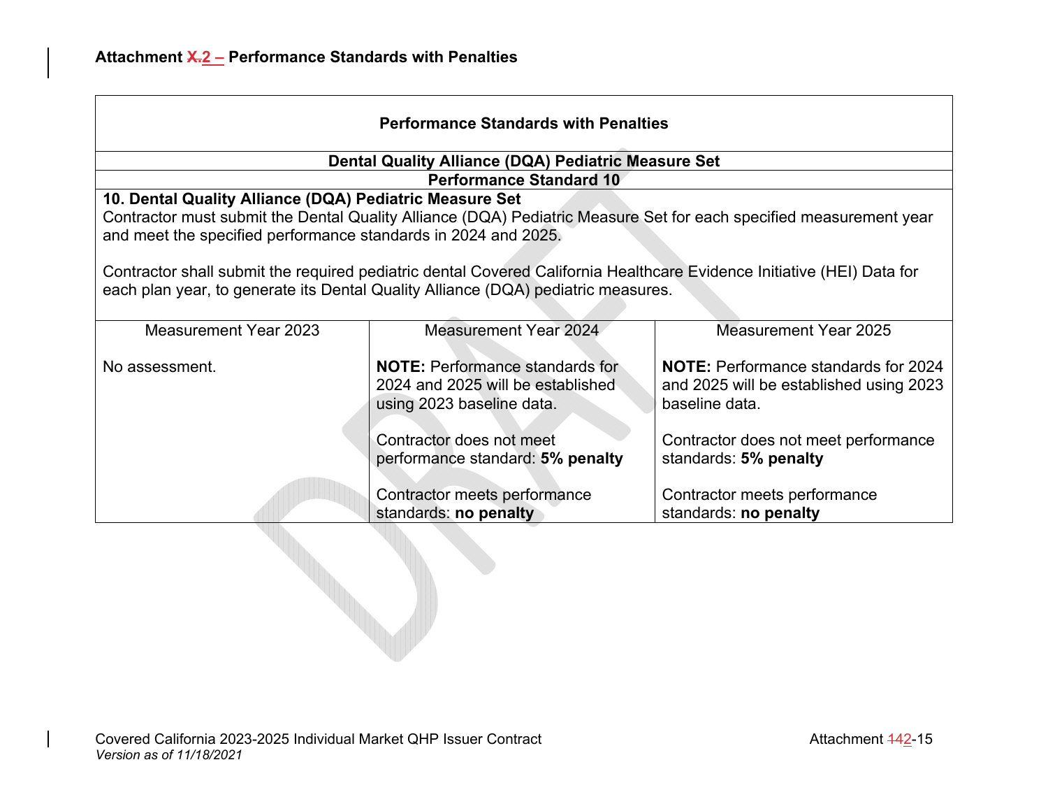# Attachment X.2 – Performance Standards with Penalties

| Performance Standards with Penalties | | |
|---|---|---|
| **Dental Quality Alliance (DQA) Pediatric Measure Set** | | |
| **Performance Standard 10** | | |
| **10. Dental Quality Alliance (DQA) Pediatric Measure Set**<br>Contractor must submit the Dental Quality Alliance (DQA) Pediatric Measure Set for each specified measurement year and meet the specified performance standards in 2024 and 2025.<br><br>Contractor shall submit the required pediatric dental Covered California Healthcare Evidence Initiative (HEI) Data for each plan year, to generate its Dental Quality Alliance (DQA) pediatric measures. | | |
| Measurement Year 2023 | Measurement Year 2024 | Measurement Year 2025 |
| No assessment. | **NOTE:** Performance standards for 2024 and 2025 will be established using 2023 baseline data.<br><br>Contractor does not meet performance standard: **5% penalty**<br><br>Contractor meets performance standards: **no penalty** | **NOTE:** Performance standards for 2024 and 2025 will be established using 2023 baseline data.<br><br>Contractor does not meet performance standards: **5% penalty**<br><br>Contractor meets performance standards: **no penalty** |